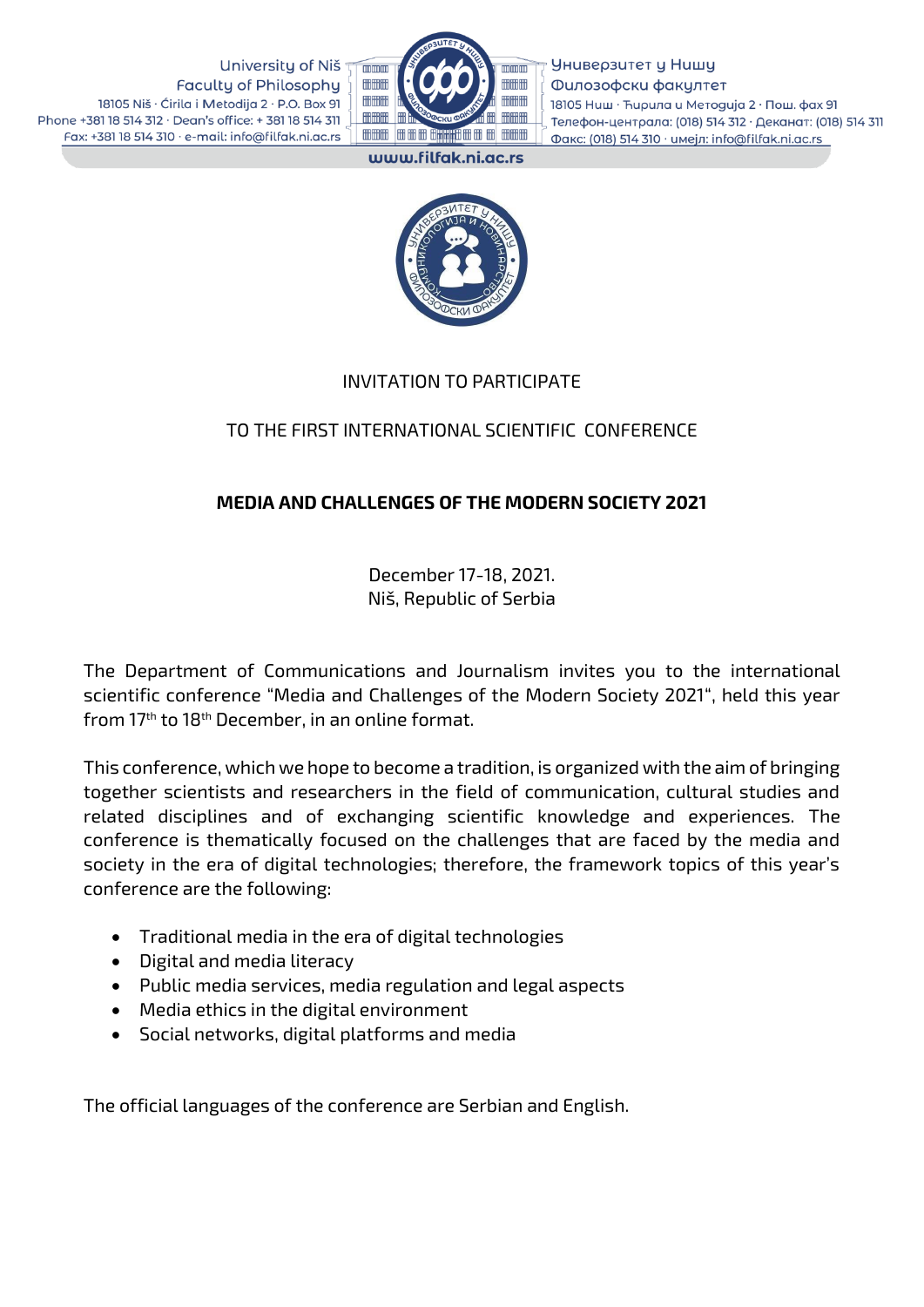University of Niš
Faculty of Philosophy
18105 Niš · Ćirila i Metodija 2 · P.O. Box 91
Phone +381 18 514 312 · Dean's office: + 381 18 514 311
Fax: +381 18 514 310 · e-mail: info@filfak.ni.ac.rs

Универзитет у Нишу
Филозофски факултет
18105 Ниш · Ћирила и Методија 2 · Пош. фах 91
Телефон-централа: (018) 514 312 · Деканат: (018) 514 311
Факс: (018) 514 310 · имејл: info@filfak.ni.ac.rs

www.filfak.ni.ac.rs

INVITATION TO PARTICIPATE

TO THE FIRST INTERNATIONAL SCIENTIFIC CONFERENCE

**MEDIA AND CHALLENGES OF THE MODERN SOCIETY 2021**

December 17-18, 2021.
Niš, Republic of Serbia

The Department of Communications and Journalism invites you to the international scientific conference "Media and Challenges of the Modern Society 2021", held this year from 17th to 18th December, in an online format.

This conference, which we hope to become a tradition, is organized with the aim of bringing together scientists and researchers in the field of communication, cultural studies and related disciplines and of exchanging scientific knowledge and experiences. The conference is thematically focused on the challenges that are faced by the media and society in the era of digital technologies; therefore, the framework topics of this year's conference are the following:

- Traditional media in the era of digital technologies
- Digital and media literacy
- Public media services, media regulation and legal aspects
- Media ethics in the digital environment
- Social networks, digital platforms and media

The official languages of the conference are Serbian and English.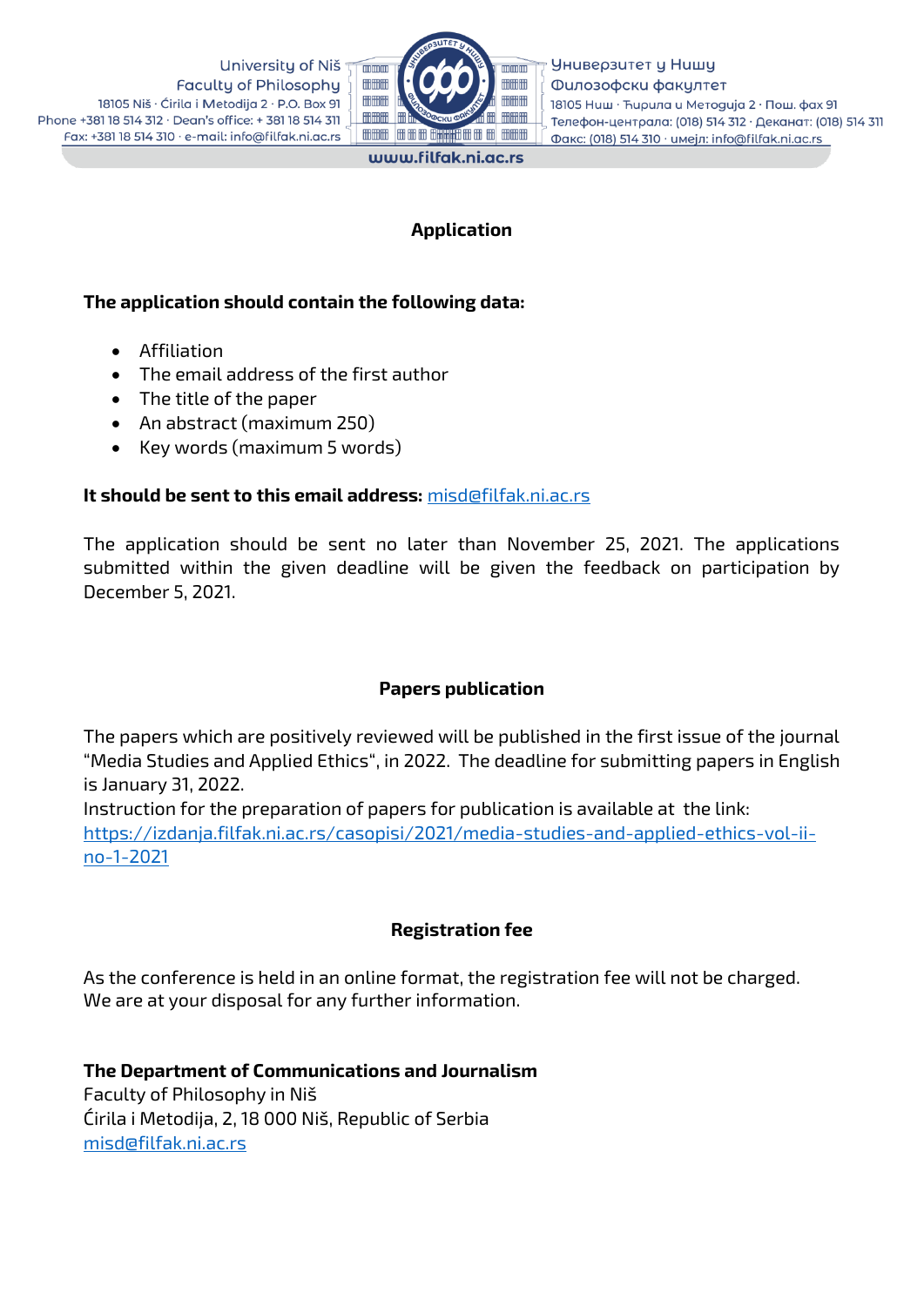## Application

**The application should contain the following data:**

- Affiliation
- The email address of the first author
- The title of the paper
- An abstract (maximum 250)
- Key words (maximum 5 words)

**It should be sent to this email address:** misd@filfak.ni.ac.rs

The application should be sent no later than November 25, 2021. The applications submitted within the given deadline will be given the feedback on participation by December 5, 2021.

## Papers publication

The papers which are positively reviewed will be published in the first issue of the journal "Media Studies and Applied Ethics", in 2022. The deadline for submitting papers in English is January 31, 2022.
Instruction for the preparation of papers for publication is available at the link:
https://izdanja.filfak.ni.ac.rs/casopisi/2021/media-studies-and-applied-ethics-vol-ii-no-1-2021

## Registration fee

As the conference is held in an online format, the registration fee will not be charged.
We are at your disposal for any further information.

**The Department of Communications and Journalism**
Faculty of Philosophy in Niš
Ćirila i Metodija, 2, 18 000 Niš, Republic of Serbia
misd@filfak.ni.ac.rs